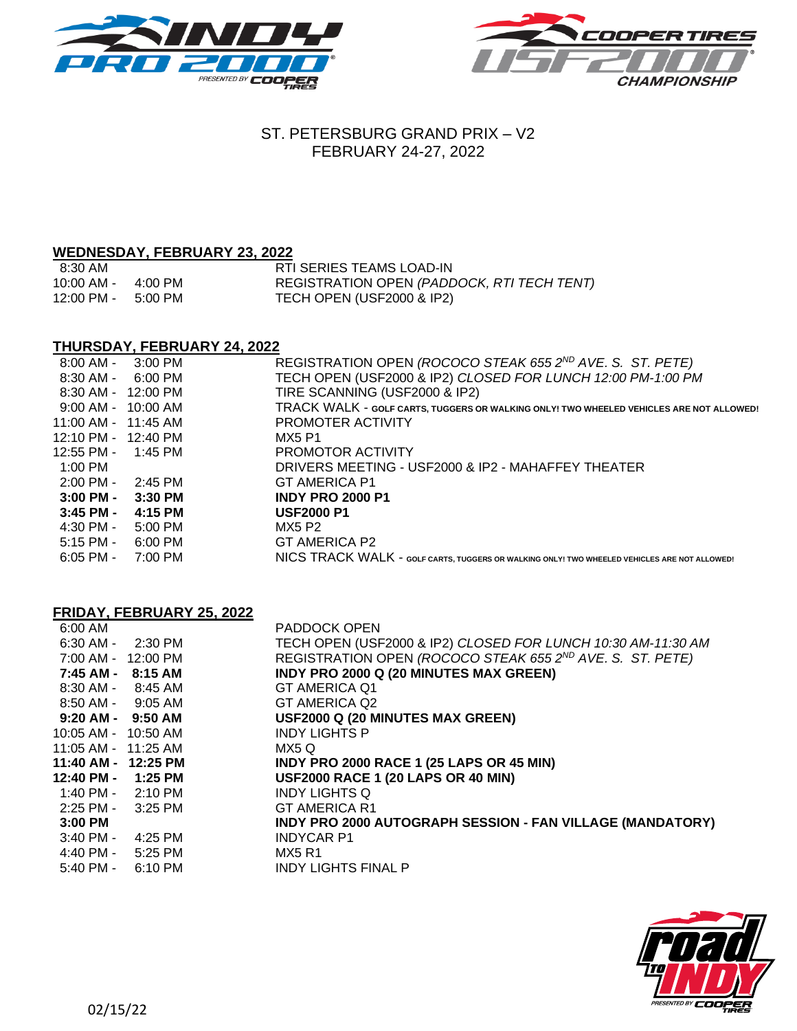# ST. PETERSBURG GRAND PRIX – V2
# FEBRUARY 24-27, 2022

## WEDNESDAY, FEBRUARY 23, 2022

| Time | Event |
|---|---|
| 8:30 AM | RTI SERIES TEAMS LOAD-IN |
| 10:00 AM - 4:00 PM | REGISTRATION OPEN *(PADDOCK, RTI TECH TENT)* |
| 12:00 PM - 5:00 PM | TECH OPEN (USF2000 & IP2) |

## THURSDAY, FEBRUARY 24, 2022

| Time | Event |
|---|---|
| 8:00 AM - 3:00 PM | REGISTRATION OPEN *(ROCOCO STEAK 655 2ND AVE. S. ST. PETE)* |
| 8:30 AM - 6:00 PM | TECH OPEN (USF2000 & IP2) *CLOSED FOR LUNCH 12:00 PM-1:00 PM* |
| 8:30 AM - 12:00 PM | TIRE SCANNING (USF2000 & IP2) |
| 9:00 AM - 10:00 AM | TRACK WALK - **GOLF CARTS, TUGGERS OR WALKING ONLY! TWO WHEELED VEHICLES ARE NOT ALLOWED!** |
| 11:00 AM - 11:45 AM | PROMOTER ACTIVITY |
| 12:10 PM - 12:40 PM | MX5 P1 |
| 12:55 PM - 1:45 PM | PROMOTOR ACTIVITY |
| 1:00 PM | DRIVERS MEETING - USF2000 & IP2 - MAHAFFEY THEATER |
| 2:00 PM - 2:45 PM | GT AMERICA P1 |
| **3:00 PM - 3:30 PM** | **INDY PRO 2000 P1** |
| **3:45 PM - 4:15 PM** | **USF2000 P1** |
| 4:30 PM - 5:00 PM | MX5 P2 |
| 5:15 PM - 6:00 PM | GT AMERICA P2 |
| 6:05 PM - 7:00 PM | NICS TRACK WALK - **GOLF CARTS, TUGGERS OR WALKING ONLY! TWO WHEELED VEHICLES ARE NOT ALLOWED!** |

## FRIDAY, FEBRUARY 25, 2022

| Time | Event |
|---|---|
| 6:00 AM | PADDOCK OPEN |
| 6:30 AM - 2:30 PM | TECH OPEN (USF2000 & IP2) *CLOSED FOR LUNCH 10:30 AM-11:30 AM* |
| 7:00 AM - 12:00 PM | REGISTRATION OPEN *(ROCOCO STEAK 655 2ND AVE. S. ST. PETE)* |
| **7:45 AM - 8:15 AM** | **INDY PRO 2000 Q (20 MINUTES MAX GREEN)** |
| 8:30 AM - 8:45 AM | GT AMERICA Q1 |
| 8:50 AM - 9:05 AM | GT AMERICA Q2 |
| **9:20 AM - 9:50 AM** | **USF2000 Q (20 MINUTES MAX GREEN)** |
| 10:05 AM - 10:50 AM | INDY LIGHTS P |
| 11:05 AM - 11:25 AM | MX5 Q |
| **11:40 AM - 12:25 PM** | **INDY PRO 2000 RACE 1 (25 LAPS OR 45 MIN)** |
| **12:40 PM - 1:25 PM** | **USF2000 RACE 1 (20 LAPS OR 40 MIN)** |
| 1:40 PM - 2:10 PM | INDY LIGHTS Q |
| 2:25 PM - 3:25 PM | GT AMERICA R1 |
| **3:00 PM** | **INDY PRO 2000 AUTOGRAPH SESSION - FAN VILLAGE (MANDATORY)** |
| 3:40 PM - 4:25 PM | INDYCAR P1 |
| 4:40 PM - 5:25 PM | MX5 R1 |
| 5:40 PM - 6:10 PM | INDY LIGHTS FINAL P |

02/15/22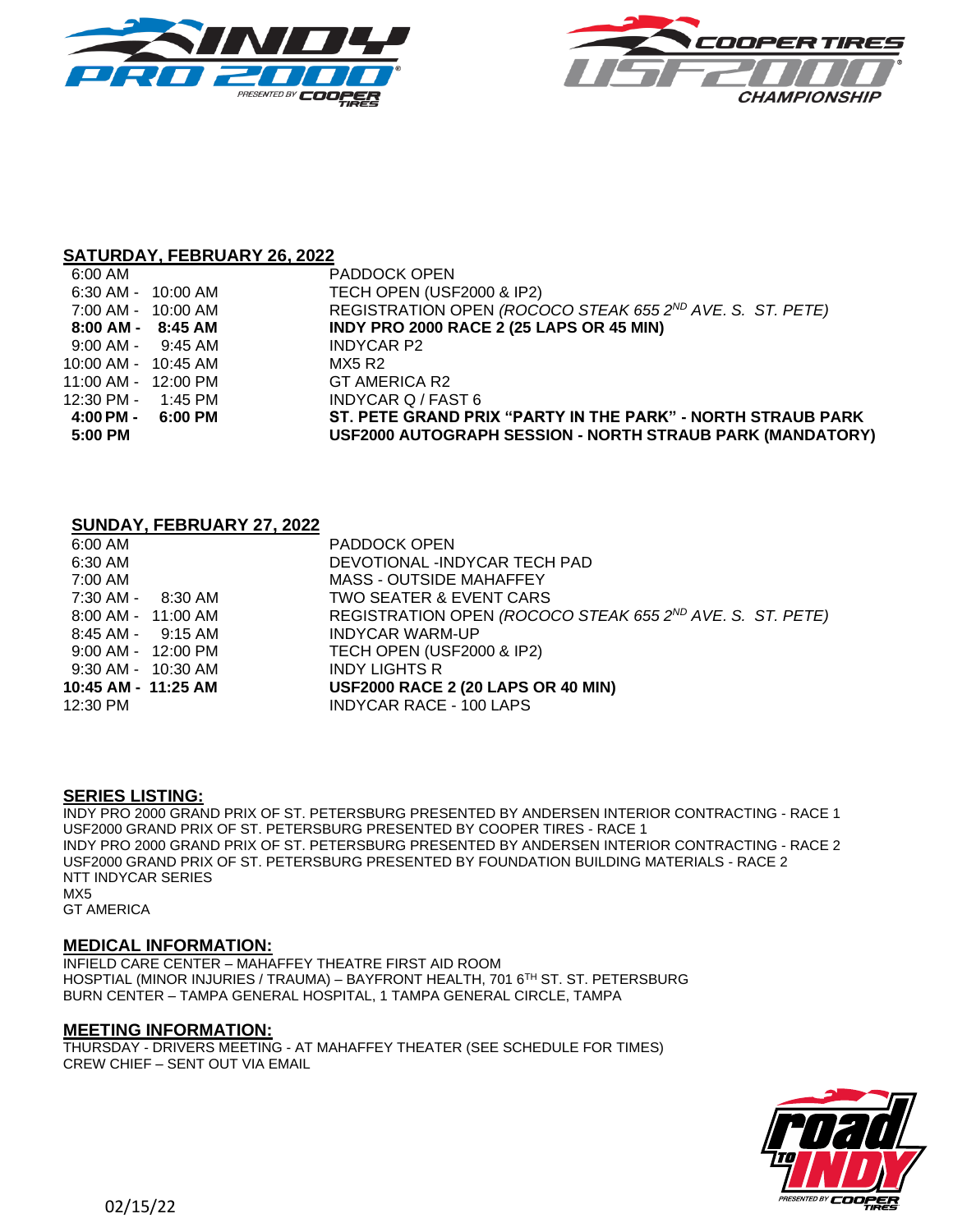## SATURDAY, FEBRUARY 26, 2022

| | |
|---|---|
| 6:00 AM | PADDOCK OPEN |
| 6:30 AM - 10:00 AM | TECH OPEN (USF2000 & IP2) |
| 7:00 AM - 10:00 AM | REGISTRATION OPEN *(ROCOCO STEAK 655 2ND AVE. S. ST. PETE)* |
| **8:00 AM - 8:45 AM** | **INDY PRO 2000 RACE 2 (25 LAPS OR 45 MIN)** |
| 9:00 AM - 9:45 AM | INDYCAR P2 |
| 10:00 AM - 10:45 AM | MX5 R2 |
| 11:00 AM - 12:00 PM | GT AMERICA R2 |
| 12:30 PM - 1:45 PM | INDYCAR Q / FAST 6 |
| **4:00 PM - 6:00 PM** | **ST. PETE GRAND PRIX "PARTY IN THE PARK" - NORTH STRAUB PARK** |
| **5:00 PM** | **USF2000 AUTOGRAPH SESSION - NORTH STRAUB PARK (MANDATORY)** |

## SUNDAY, FEBRUARY 27, 2022

| | |
|---|---|
| 6:00 AM | PADDOCK OPEN |
| 6:30 AM | DEVOTIONAL -INDYCAR TECH PAD |
| 7:00 AM | MASS - OUTSIDE MAHAFFEY |
| 7:30 AM - 8:30 AM | TWO SEATER & EVENT CARS |
| 8:00 AM - 11:00 AM | REGISTRATION OPEN *(ROCOCO STEAK 655 2ND AVE. S. ST. PETE)* |
| 8:45 AM - 9:15 AM | INDYCAR WARM-UP |
| 9:00 AM - 12:00 PM | TECH OPEN (USF2000 & IP2) |
| 9:30 AM - 10:30 AM | INDY LIGHTS R |
| **10:45 AM - 11:25 AM** | **USF2000 RACE 2 (20 LAPS OR 40 MIN)** |
| 12:30 PM | INDYCAR RACE - 100 LAPS |

## SERIES LISTING:

INDY PRO 2000 GRAND PRIX OF ST. PETERSBURG PRESENTED BY ANDERSEN INTERIOR CONTRACTING - RACE 1
USF2000 GRAND PRIX OF ST. PETERSBURG PRESENTED BY COOPER TIRES - RACE 1
INDY PRO 2000 GRAND PRIX OF ST. PETERSBURG PRESENTED BY ANDERSEN INTERIOR CONTRACTING - RACE 2
USF2000 GRAND PRIX OF ST. PETERSBURG PRESENTED BY FOUNDATION BUILDING MATERIALS - RACE 2
NTT INDYCAR SERIES
MX5
GT AMERICA

## MEDICAL INFORMATION:

INFIELD CARE CENTER – MAHAFFEY THEATRE FIRST AID ROOM
HOSPTIAL (MINOR INJURIES / TRAUMA) – BAYFRONT HEALTH, 701 6TH ST. ST. PETERSBURG
BURN CENTER – TAMPA GENERAL HOSPITAL, 1 TAMPA GENERAL CIRCLE, TAMPA

## MEETING INFORMATION:

THURSDAY - DRIVERS MEETING - AT MAHAFFEY THEATER (SEE SCHEDULE FOR TIMES)
CREW CHIEF – SENT OUT VIA EMAIL

02/15/22